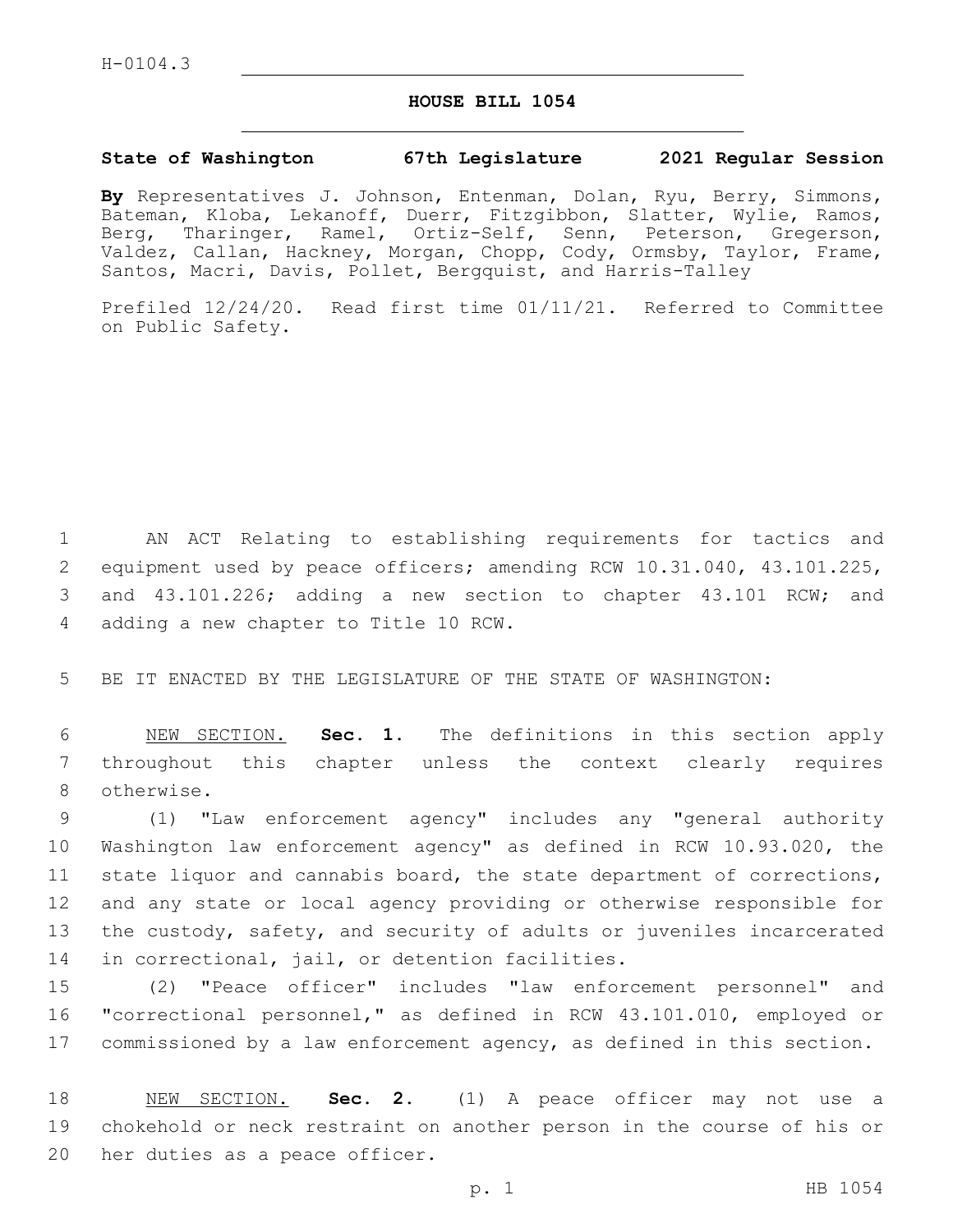H-0104.3

# HOUSE BILL 1054

**State of Washington 67th Legislature 2021 Regular Session**

**By** Representatives J. Johnson, Entenman, Dolan, Ryu, Berry, Simmons, Bateman, Kloba, Lekanoff, Duerr, Fitzgibbon, Slatter, Wylie, Ramos, Berg, Tharinger, Ramel, Ortiz-Self, Senn, Peterson, Gregerson, Valdez, Callan, Hackney, Morgan, Chopp, Cody, Ormsby, Taylor, Frame, Santos, Macri, Davis, Pollet, Bergquist, and Harris-Talley

Prefiled 12/24/20. Read first time 01/11/21. Referred to Committee on Public Safety.

AN ACT Relating to establishing requirements for tactics and equipment used by peace officers; amending RCW 10.31.040, 43.101.225, and 43.101.226; adding a new section to chapter 43.101 RCW; and adding a new chapter to Title 10 RCW.

BE IT ENACTED BY THE LEGISLATURE OF THE STATE OF WASHINGTON:

NEW SECTION. **Sec. 1.** The definitions in this section apply throughout this chapter unless the context clearly requires otherwise.

(1) "Law enforcement agency" includes any "general authority Washington law enforcement agency" as defined in RCW 10.93.020, the state liquor and cannabis board, the state department of corrections, and any state or local agency providing or otherwise responsible for the custody, safety, and security of adults or juveniles incarcerated in correctional, jail, or detention facilities.

(2) "Peace officer" includes "law enforcement personnel" and "correctional personnel," as defined in RCW 43.101.010, employed or commissioned by a law enforcement agency, as defined in this section.

NEW SECTION. **Sec. 2.** (1) A peace officer may not use a chokehold or neck restraint on another person in the course of his or her duties as a peace officer.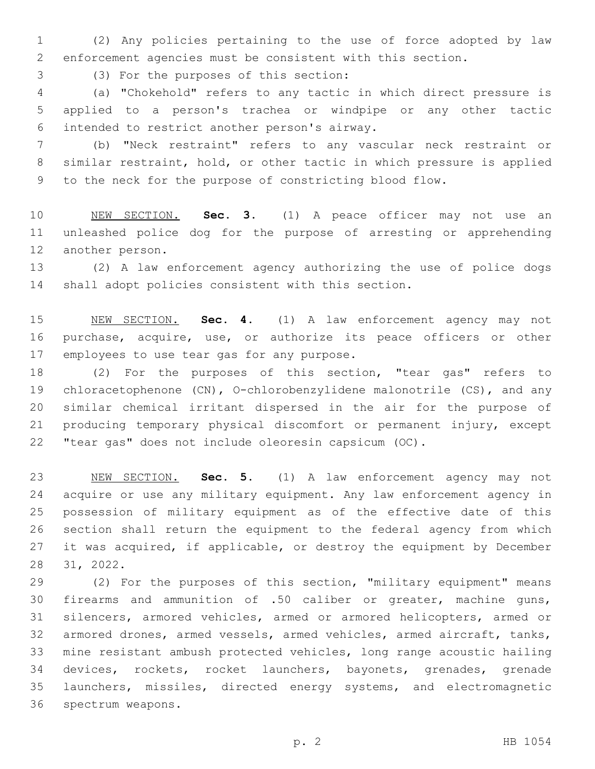(2) Any policies pertaining to the use of force adopted by law enforcement agencies must be consistent with this section.

(3) For the purposes of this section:

(a) "Chokehold" refers to any tactic in which direct pressure is applied to a person's trachea or windpipe or any other tactic intended to restrict another person's airway.

(b) "Neck restraint" refers to any vascular neck restraint or similar restraint, hold, or other tactic in which pressure is applied to the neck for the purpose of constricting blood flow.

NEW SECTION. **Sec. 3.** (1) A peace officer may not use an unleashed police dog for the purpose of arresting or apprehending another person.

(2) A law enforcement agency authorizing the use of police dogs shall adopt policies consistent with this section.

NEW SECTION. **Sec. 4.** (1) A law enforcement agency may not purchase, acquire, use, or authorize its peace officers or other employees to use tear gas for any purpose.

(2) For the purposes of this section, "tear gas" refers to chloracetophenone (CN), O-chlorobenzylidene malonotrile (CS), and any similar chemical irritant dispersed in the air for the purpose of producing temporary physical discomfort or permanent injury, except "tear gas" does not include oleoresin capsicum (OC).

NEW SECTION. **Sec. 5.** (1) A law enforcement agency may not acquire or use any military equipment. Any law enforcement agency in possession of military equipment as of the effective date of this section shall return the equipment to the federal agency from which it was acquired, if applicable, or destroy the equipment by December 31, 2022.

(2) For the purposes of this section, "military equipment" means firearms and ammunition of .50 caliber or greater, machine guns, silencers, armored vehicles, armed or armored helicopters, armed or armored drones, armed vessels, armed vehicles, armed aircraft, tanks, mine resistant ambush protected vehicles, long range acoustic hailing devices, rockets, rocket launchers, bayonets, grenades, grenade launchers, missiles, directed energy systems, and electromagnetic spectrum weapons.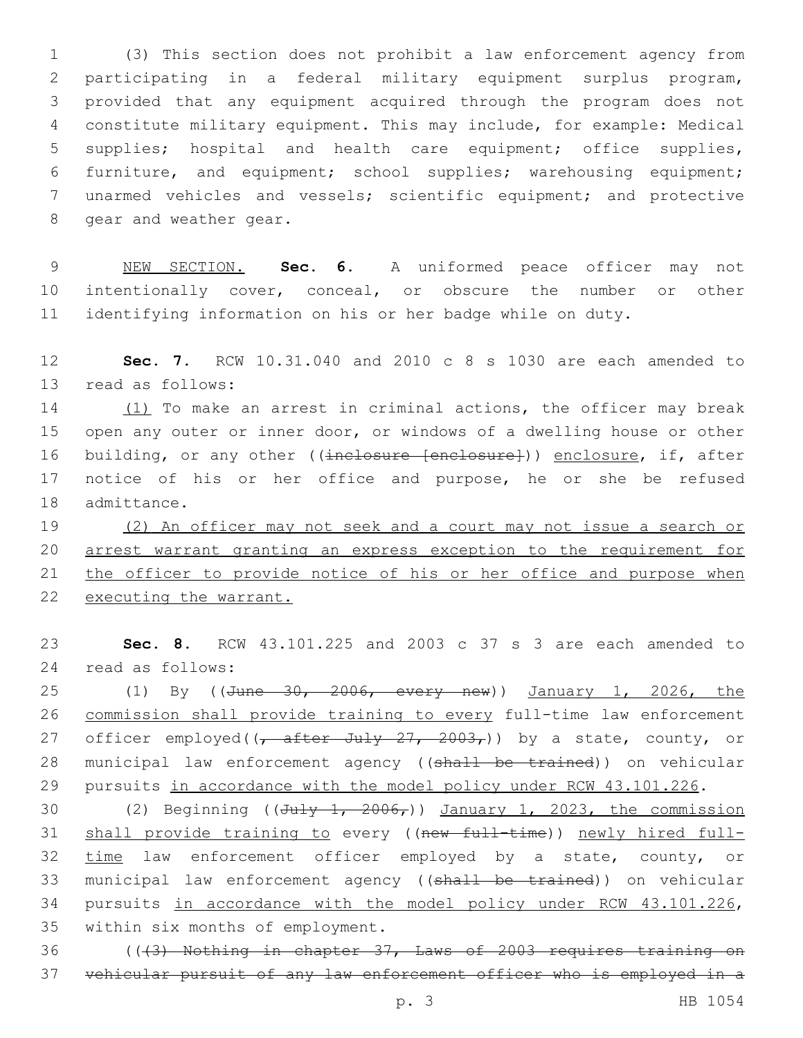(3) This section does not prohibit a law enforcement agency from participating in a federal military equipment surplus program, provided that any equipment acquired through the program does not constitute military equipment. This may include, for example: Medical supplies; hospital and health care equipment; office supplies, furniture, and equipment; school supplies; warehousing equipment; unarmed vehicles and vessels; scientific equipment; and protective gear and weather gear.

NEW SECTION. **Sec. 6.** A uniformed peace officer may not intentionally cover, conceal, or obscure the number or other identifying information on his or her badge while on duty.

**Sec. 7.** RCW 10.31.040 and 2010 c 8 s 1030 are each amended to read as follows:

(1) To make an arrest in criminal actions, the officer may break open any outer or inner door, or windows of a dwelling house or other building, or any other ((~~inclosure [enclosure]~~)) enclosure, if, after notice of his or her office and purpose, he or she be refused admittance.

(2) An officer may not seek and a court may not issue a search or arrest warrant granting an express exception to the requirement for the officer to provide notice of his or her office and purpose when executing the warrant.

**Sec. 8.** RCW 43.101.225 and 2003 c 37 s 3 are each amended to read as follows:

(1) By ((~~June 30, 2006, every new~~)) January 1, 2026, the commission shall provide training to every full-time law enforcement officer employed((~~, after July 27, 2003,~~)) by a state, county, or municipal law enforcement agency ((~~shall be trained~~)) on vehicular pursuits in accordance with the model policy under RCW 43.101.226.

(2) Beginning ((~~July 1, 2006,~~)) January 1, 2023, the commission shall provide training to every ((~~new full-time~~)) newly hired full-time law enforcement officer employed by a state, county, or municipal law enforcement agency ((~~shall be trained~~)) on vehicular pursuits in accordance with the model policy under RCW 43.101.226, within six months of employment.

((~~(3) Nothing in chapter 37, Laws of 2003 requires training on vehicular pursuit of any law enforcement officer who is employed in a~~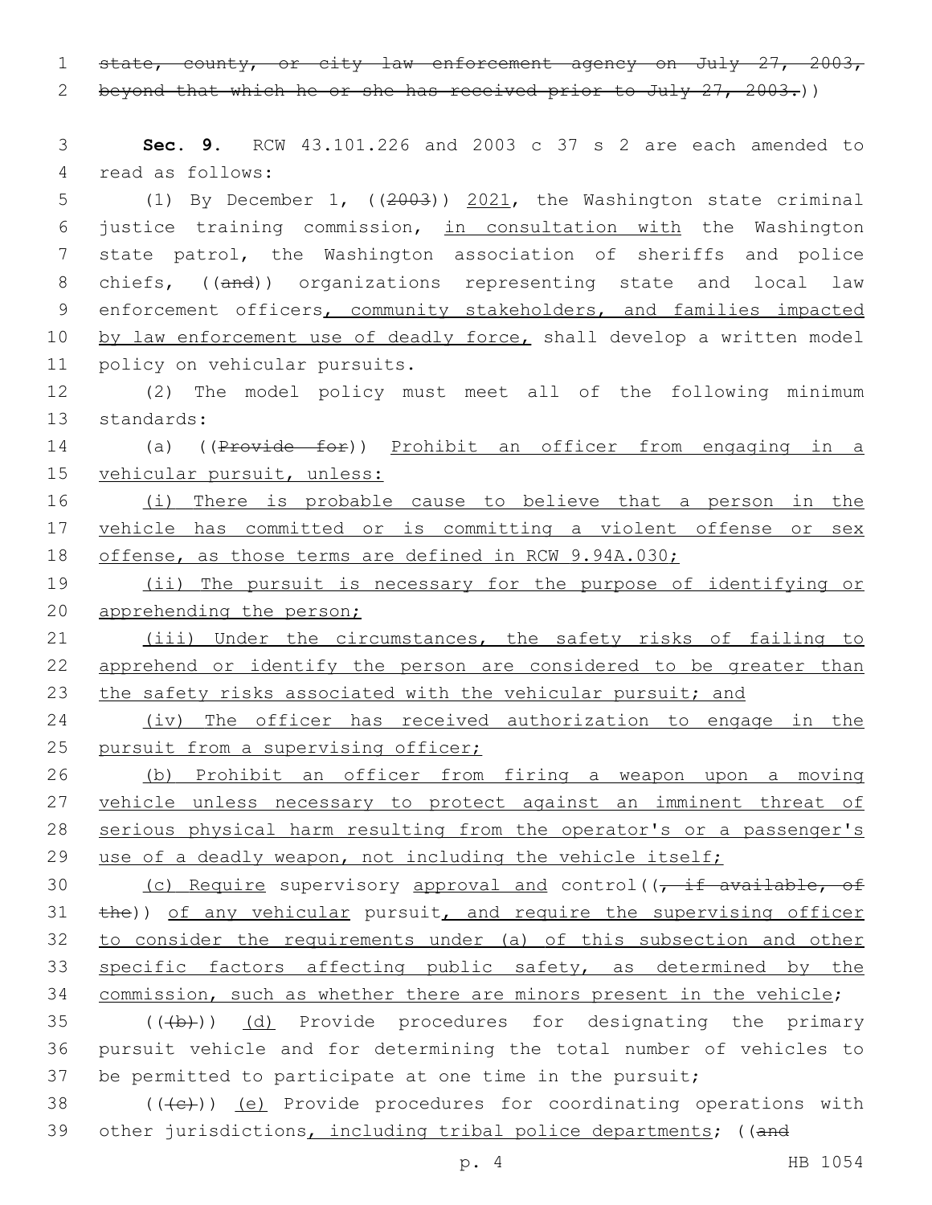~~state, county, or city law enforcement agency on July 27, 2003, beyond that which he or she has received prior to July 27, 2003.~~))

**Sec. 9.** RCW 43.101.226 and 2003 c 37 s 2 are each amended to read as follows:

(1) By December 1, ((~~2003~~)) 2021, the Washington state criminal justice training commission, in consultation with the Washington state patrol, the Washington association of sheriffs and police chiefs, ((~~and~~)) organizations representing state and local law enforcement officers, community stakeholders, and families impacted by law enforcement use of deadly force, shall develop a written model policy on vehicular pursuits.

(2) The model policy must meet all of the following minimum standards:

(a) ((~~Provide for~~)) Prohibit an officer from engaging in a vehicular pursuit, unless:

(i) There is probable cause to believe that a person in the vehicle has committed or is committing a violent offense or sex offense, as those terms are defined in RCW 9.94A.030;

(ii) The pursuit is necessary for the purpose of identifying or apprehending the person;

(iii) Under the circumstances, the safety risks of failing to apprehend or identify the person are considered to be greater than the safety risks associated with the vehicular pursuit; and

(iv) The officer has received authorization to engage in the pursuit from a supervising officer;

(b) Prohibit an officer from firing a weapon upon a moving vehicle unless necessary to protect against an imminent threat of serious physical harm resulting from the operator's or a passenger's use of a deadly weapon, not including the vehicle itself;

(c) Require supervisory approval and control((~~, if available, of the~~)) of any vehicular pursuit, and require the supervising officer to consider the requirements under (a) of this subsection and other specific factors affecting public safety, as determined by the commission, such as whether there are minors present in the vehicle;

((~~(b)~~)) (d) Provide procedures for designating the primary pursuit vehicle and for determining the total number of vehicles to be permitted to participate at one time in the pursuit;

((~~(c)~~)) (e) Provide procedures for coordinating operations with other jurisdictions, including tribal police departments; ((~~and~~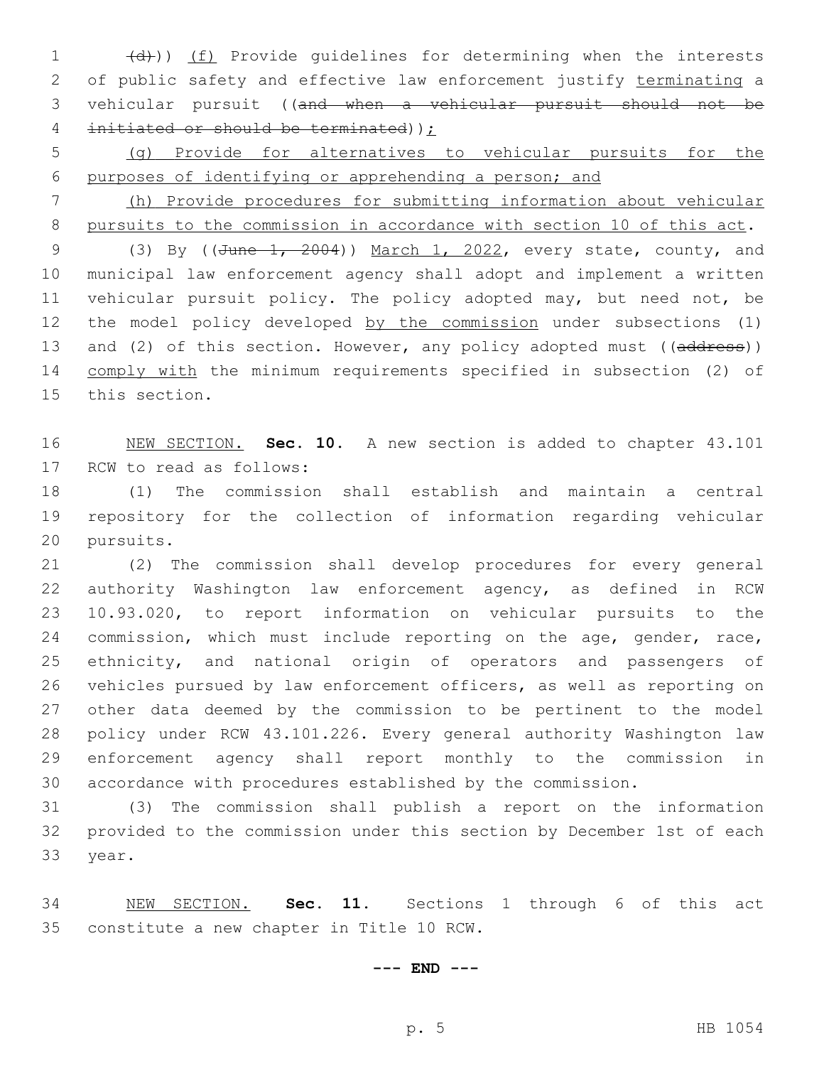((~~(d)~~)) <u>(f)</u> Provide guidelines for determining when the interests of public safety and effective law enforcement justify <u>terminating</u> a vehicular pursuit ((~~and when a vehicular pursuit should not be initiated or should be terminated~~))<u>;</u>

<u>(g) Provide for alternatives to vehicular pursuits for the purposes of identifying or apprehending a person; and</u>

<u>(h) Provide procedures for submitting information about vehicular pursuits to the commission in accordance with section 10 of this act</u>.

(3) By ((~~June 1, 2004~~)) <u>March 1, 2022</u>, every state, county, and municipal law enforcement agency shall adopt and implement a written vehicular pursuit policy. The policy adopted may, but need not, be the model policy developed <u>by the commission</u> under subsections (1) and (2) of this section. However, any policy adopted must ((~~address~~)) <u>comply with</u> the minimum requirements specified in subsection (2) of this section.

<u>NEW SECTION.</u> **Sec. 10.** A new section is added to chapter 43.101 RCW to read as follows:

(1) The commission shall establish and maintain a central repository for the collection of information regarding vehicular pursuits.

(2) The commission shall develop procedures for every general authority Washington law enforcement agency, as defined in RCW 10.93.020, to report information on vehicular pursuits to the commission, which must include reporting on the age, gender, race, ethnicity, and national origin of operators and passengers of vehicles pursued by law enforcement officers, as well as reporting on other data deemed by the commission to be pertinent to the model policy under RCW 43.101.226. Every general authority Washington law enforcement agency shall report monthly to the commission in accordance with procedures established by the commission.

(3) The commission shall publish a report on the information provided to the commission under this section by December 1st of each year.

<u>NEW SECTION.</u> **Sec. 11.** Sections 1 through 6 of this act constitute a new chapter in Title 10 RCW.

**--- END ---**